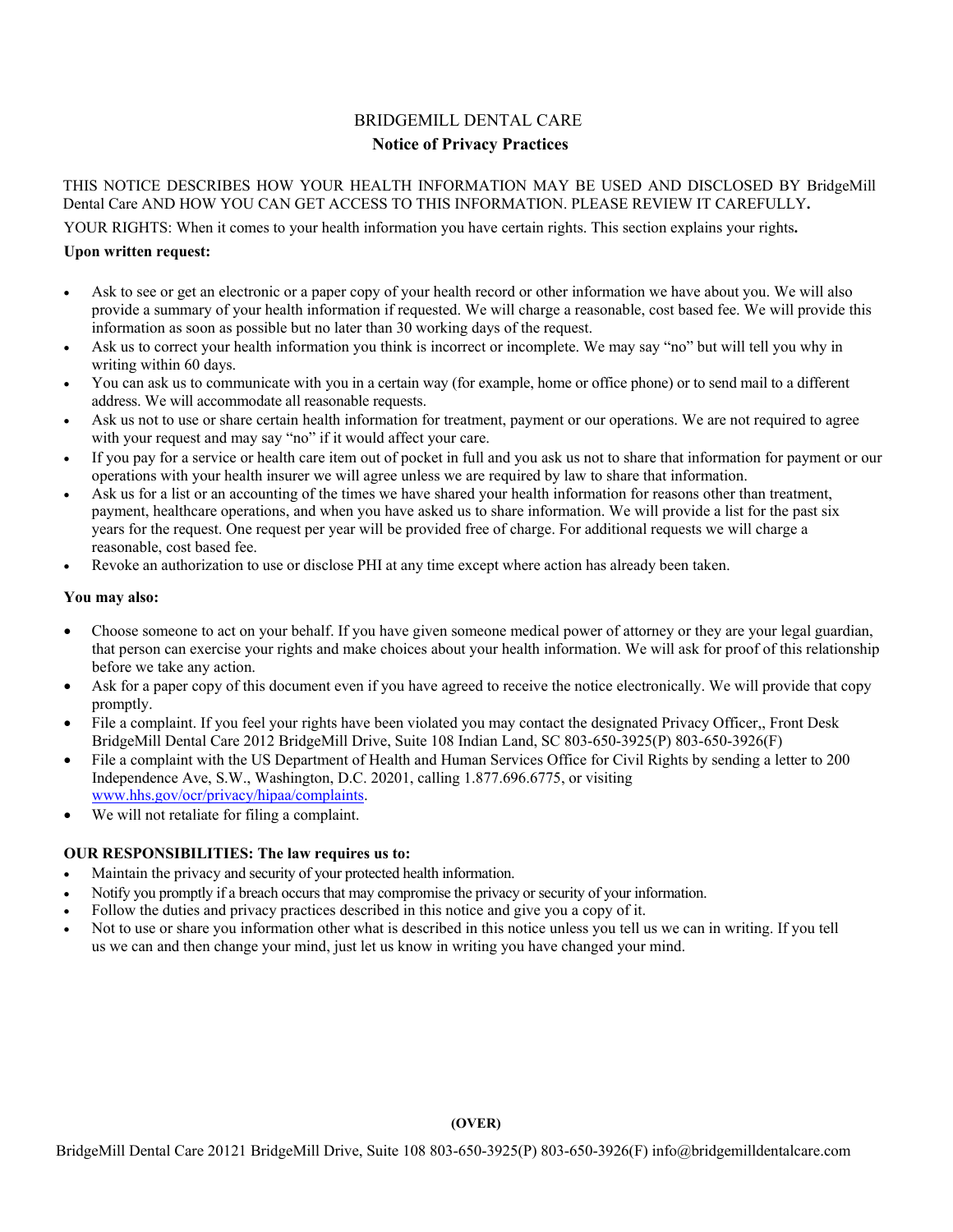# BRIDGEMILL DENTAL CARE

## Notice of Privacy Practices

THIS NOTICE DESCRIBES HOW YOUR HEALTH INFORMATION MAY BE USED AND DISCLOSED BY BridgeMill Dental Care AND HOW YOU CAN GET ACCESS TO THIS INFORMATION. PLEASE REVIEW IT CAREFULLY**.**

YOUR RIGHTS: When it comes to your health information you have certain rights. This section explains your rights**.**

**Upon written request:**

- Ask to see or get an electronic or a paper copy of your health record or other information we have about you. We will also provide a summary of your health information if requested. We will charge a reasonable, cost based fee. We will provide this information as soon as possible but no later than 30 working days of the request.
- Ask us to correct your health information you think is incorrect or incomplete. We may say "no" but will tell you why in writing within 60 days.
- You can ask us to communicate with you in a certain way (for example, home or office phone) or to send mail to a different address. We will accommodate all reasonable requests.
- Ask us not to use or share certain health information for treatment, payment or our operations. We are not required to agree with your request and may say "no" if it would affect your care.
- If you pay for a service or health care item out of pocket in full and you ask us not to share that information for payment or our operations with your health insurer we will agree unless we are required by law to share that information.
- Ask us for a list or an accounting of the times we have shared your health information for reasons other than treatment, payment, healthcare operations, and when you have asked us to share information. We will provide a list for the past six years for the request. One request per year will be provided free of charge. For additional requests we will charge a reasonable, cost based fee.
- Revoke an authorization to use or disclose PHI at any time except where action has already been taken.

**You may also:**

- Choose someone to act on your behalf. If you have given someone medical power of attorney or they are your legal guardian, that person can exercise your rights and make choices about your health information. We will ask for proof of this relationship before we take any action.
- Ask for a paper copy of this document even if you have agreed to receive the notice electronically. We will provide that copy promptly.
- File a complaint. If you feel your rights have been violated you may contact the designated Privacy Officer,, Front Desk BridgeMill Dental Care 2012 BridgeMill Drive, Suite 108 Indian Land, SC 803-650-3925(P) 803-650-3926(F)
- File a complaint with the US Department of Health and Human Services Office for Civil Rights by sending a letter to 200 Independence Ave, S.W., Washington, D.C. 20201, calling 1.877.696.6775, or visiting www.hhs.gov/ocr/privacy/hipaa/complaints.
- We will not retaliate for filing a complaint.

**OUR RESPONSIBILITIES: The law requires us to:**

- Maintain the privacy and security of your protected health information.
- Notify you promptly if a breach occurs that may compromise the privacy or security of your information.
- Follow the duties and privacy practices described in this notice and give you a copy of it.
- Not to use or share you information other what is described in this notice unless you tell us we can in writing. If you tell us we can and then change your mind, just let us know in writing you have changed your mind.

**(OVER)**

BridgeMill Dental Care 20121 BridgeMill Drive, Suite 108 803-650-3925(P) 803-650-3926(F) info@bridgemilldentalcare.com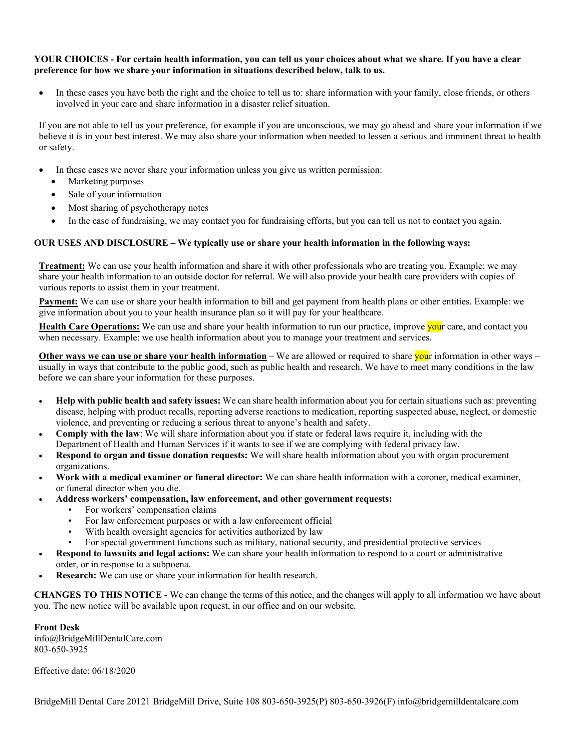**YOUR CHOICES - For certain health information, you can tell us your choices about what we share. If you have a clear preference for how we share your information in situations described below, talk to us.**

- In these cases you have both the right and the choice to tell us to: share information with your family, close friends, or others involved in your care and share information in a disaster relief situation.

If you are not able to tell us your preference, for example if you are unconscious, we may go ahead and share your information if we believe it is in your best interest. We may also share your information when needed to lessen a serious and imminent threat to health or safety.

- In these cases we never share your information unless you give us written permission:
  - Marketing purposes
  - Sale of your information
  - Most sharing of psychotherapy notes
  - In the case of fundraising, we may contact you for fundraising efforts, but you can tell us not to contact you again.

**OUR USES AND DISCLOSURE – We typically use or share your health information in the following ways:**

**Treatment:** We can use your health information and share it with other professionals who are treating you. Example: we may share your health information to an outside doctor for referral. We will also provide your health care providers with copies of various reports to assist them in your treatment.

**Payment:** We can use or share your health information to bill and get payment from health plans or other entities. Example: we give information about you to your health insurance plan so it will pay for your healthcare.

**Health Care Operations:** We can use and share your health information to run our practice, improve your care, and contact you when necessary. Example: we use health information about you to manage your treatment and services.

**Other ways we can use or share your health information** – We are allowed or required to share your information in other ways – usually in ways that contribute to the public good, such as public health and research. We have to meet many conditions in the law before we can share your information for these purposes.

- **Help with public health and safety issues:** We can share health information about you for certain situations such as: preventing disease, helping with product recalls, reporting adverse reactions to medication, reporting suspected abuse, neglect, or domestic violence, and preventing or reducing a serious threat to anyone's health and safety.
- **Comply with the law**: We will share information about you if state or federal laws require it, including with the Department of Health and Human Services if it wants to see if we are complying with federal privacy law.
- **Respond to organ and tissue donation requests:** We will share health information about you with organ procurement organizations.
- **Work with a medical examiner or funeral director:** We can share health information with a coroner, medical examiner, or funeral director when you die.
- **Address workers' compensation, law enforcement, and other government requests:**
  - For workers' compensation claims
  - For law enforcement purposes or with a law enforcement official
  - With health oversight agencies for activities authorized by law
  - For special government functions such as military, national security, and presidential protective services
- **Respond to lawsuits and legal actions:** We can share your health information to respond to a court or administrative order, or in response to a subpoena.
- **Research:** We can use or share your information for health research.

**CHANGES TO THIS NOTICE -** We can change the terms of this notice, and the changes will apply to all information we have about you. The new notice will be available upon request, in our office and on our website.

**Front Desk**
info@BridgeMillDentalCare.com
803-650-3925

Effective date: 06/18/2020

BridgeMill Dental Care 20121 BridgeMill Drive, Suite 108 803-650-3925(P) 803-650-3926(F) info@bridgemilldentalcare.com